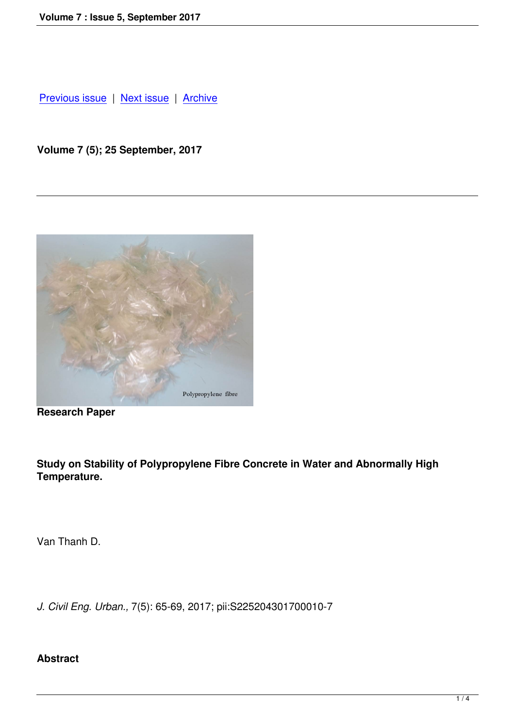Previous issue | Next issue | Archive

**Volume 7 (5); 25 September, 2017**

---

Polypropylene fibre

**Research Paper**

**Study on Stability of Polypropylene Fibre Concrete in Water and Abnormally High Temperature.**

Van Thanh D.

*J. Civil Eng. Urban.,* 7(5): 65-69, 2017; pii:S225204301700010-7

**Abstract**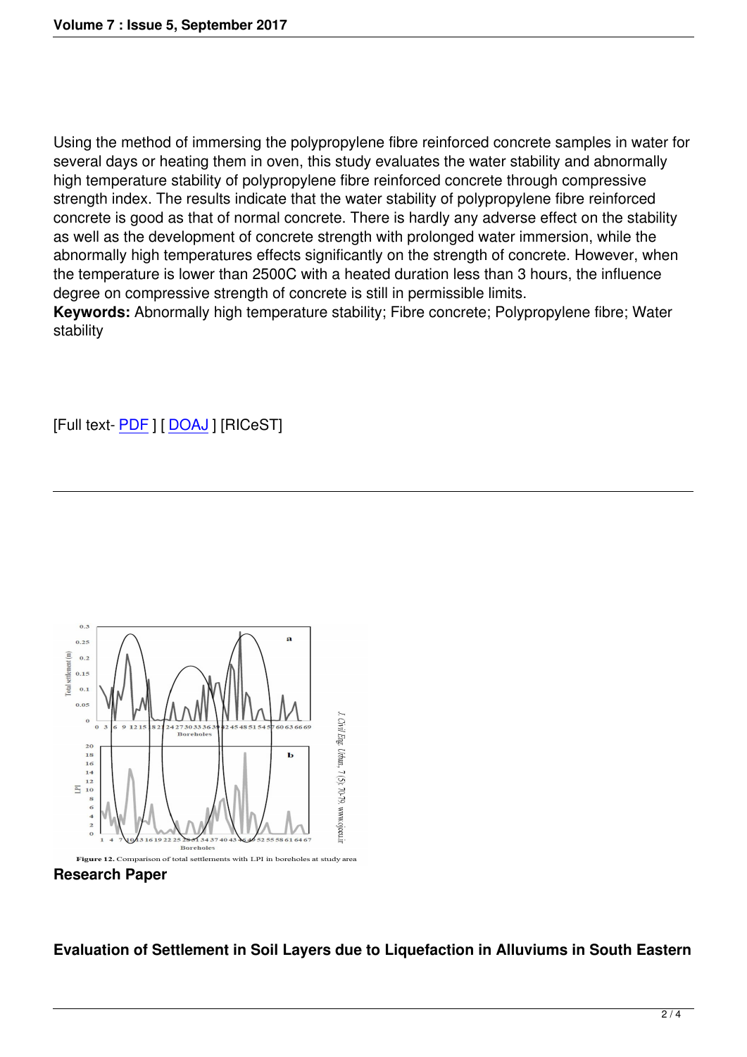Using the method of immersing the polypropylene fibre reinforced concrete samples in water for several days or heating them in oven, this study evaluates the water stability and abnormally high temperature stability of polypropylene fibre reinforced concrete through compressive strength index. The results indicate that the water stability of polypropylene fibre reinforced concrete is good as that of normal concrete. There is hardly any adverse effect on the stability as well as the development of concrete strength with prolonged water immersion, while the abnormally high temperatures effects significantly on the strength of concrete. However, when the temperature is lower than 2500C with a heated duration less than 3 hours, the influence degree on compressive strength of concrete is still in permissible limits.

**Keywords:** Abnormally high temperature stability; Fibre concrete; Polypropylene fibre; Water stability

[Full text- PDF ] [ DOAJ ] [RICeST]

---

**Figure 12.** Comparison of total settlements with LPI in boreholes at study area

**Research Paper**

**Evaluation of Settlement in Soil Layers due to Liquefaction in Alluviums in South Eastern**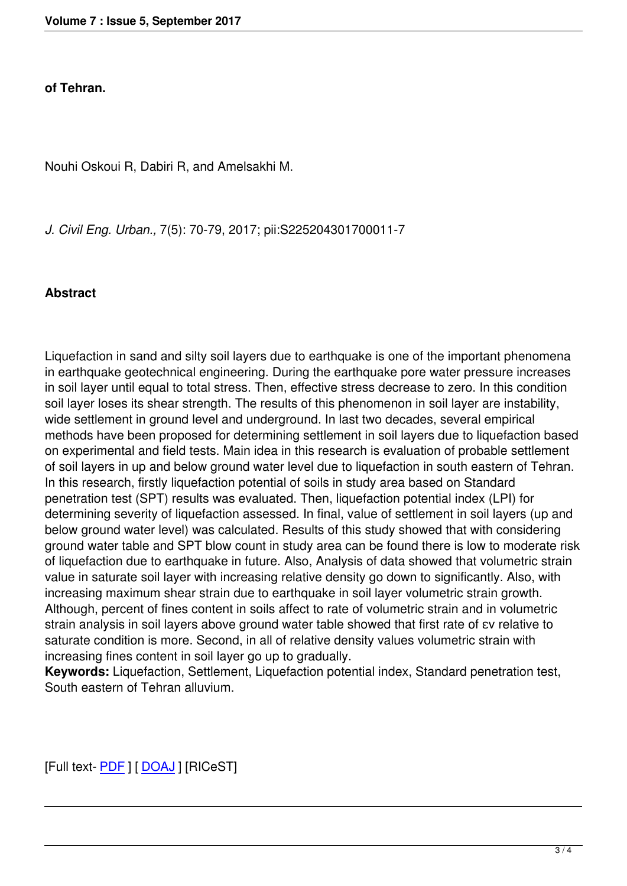**of Tehran.**

Nouhi Oskoui R, Dabiri R, and Amelsakhi M.

*J. Civil Eng. Urban.,* 7(5): 70-79, 2017; pii:S225204301700011-7

**Abstract**

Liquefaction in sand and silty soil layers due to earthquake is one of the important phenomena in earthquake geotechnical engineering. During the earthquake pore water pressure increases in soil layer until equal to total stress. Then, effective stress decrease to zero. In this condition soil layer loses its shear strength. The results of this phenomenon in soil layer are instability, wide settlement in ground level and underground. In last two decades, several empirical methods have been proposed for determining settlement in soil layers due to liquefaction based on experimental and field tests. Main idea in this research is evaluation of probable settlement of soil layers in up and below ground water level due to liquefaction in south eastern of Tehran. In this research, firstly liquefaction potential of soils in study area based on Standard penetration test (SPT) results was evaluated. Then, liquefaction potential index (LPI) for determining severity of liquefaction assessed. In final, value of settlement in soil layers (up and below ground water level) was calculated. Results of this study showed that with considering ground water table and SPT blow count in study area can be found there is low to moderate risk of liquefaction due to earthquake in future. Also, Analysis of data showed that volumetric strain value in saturate soil layer with increasing relative density go down to significantly. Also, with increasing maximum shear strain due to earthquake in soil layer volumetric strain growth. Although, percent of fines content in soils affect to rate of volumetric strain and in volumetric strain analysis in soil layers above ground water table showed that first rate of $\varepsilon_v$ relative to saturate condition is more. Second, in all of relative density values volumetric strain with increasing fines content in soil layer go up to gradually.

**Keywords:** Liquefaction, Settlement, Liquefaction potential index, Standard penetration test, South eastern of Tehran alluvium.

[Full text- PDF ] [ DOAJ ] [RICeST]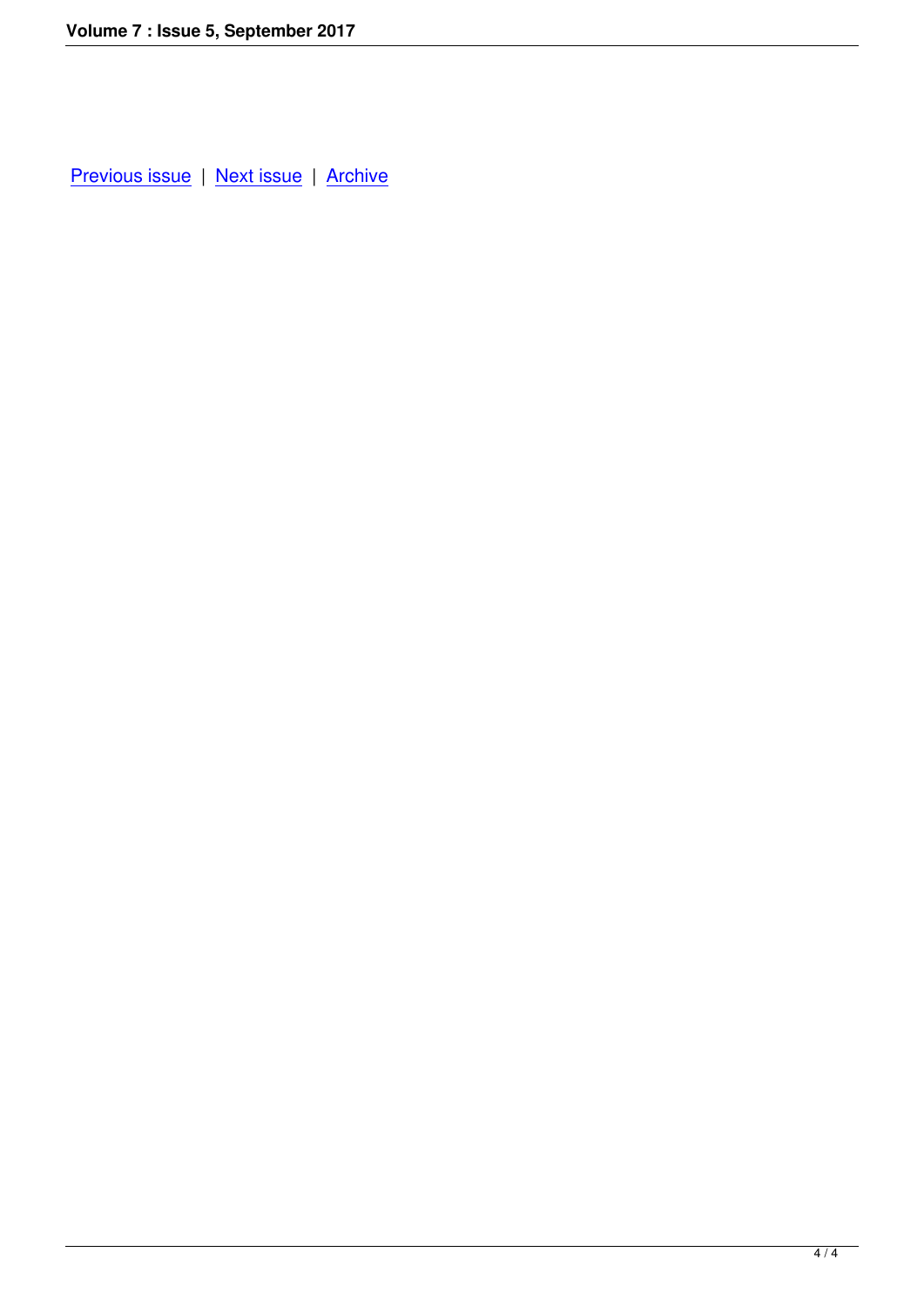Previous issue | Next issue | Archive